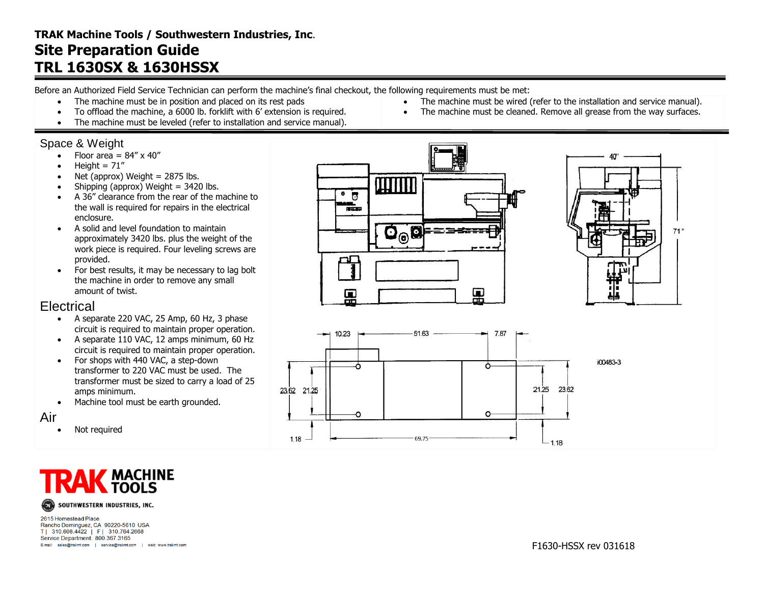# TRAK Machine Tools / Southwestern Industries, Inc.

# Site Preparation Guide

# TRL 1630SX & 1630HSSX

Before an Authorized Field Service Technician can perform the machine's final checkout, the following requirements must be met:

- The machine must be in position and placed on its rest pads
- To offload the machine, a 6000 lb. forklift with 6' extension is required.
- The machine must be leveled (refer to installation and service manual).
- The machine must be wired (refer to the installation and service manual).
- The machine must be cleaned. Remove all grease from the way surfaces.

## Space & Weight

- Floor area = 84" x 40"
- Height = 71"
- Net (approx) Weight = 2875 lbs.
- Shipping (approx) Weight = 3420 lbs.
- A 36" clearance from the rear of the machine to the wall is required for repairs in the electrical enclosure.
- A solid and level foundation to maintain approximately 3420 lbs. plus the weight of the work piece is required. Four leveling screws are provided.
- For best results, it may be necessary to lag bolt the machine in order to remove any small amount of twist.

## Electrical

- A separate 220 VAC, 25 Amp, 60 Hz, 3 phase circuit is required to maintain proper operation.
- A separate 110 VAC, 12 amps minimum, 60 Hz circuit is required to maintain proper operation.
- For shops with 440 VAC, a step-down transformer to 220 VAC must be used. The transformer must be sized to carry a load of 25 amps minimum.
- Machine tool must be earth grounded.

## Air

- Not required

40" 71" 10.23 51.63 7.87 23.62 21.25 21.25 23.62 1.18 69.75 1.18 i00483-3

SOUTHWESTERN INDUSTRIES, INC.

2615 Homestead Place
Rancho Dominguez, CA 90220-5610 USA
T | 310.608.4422 | F | 310.764.2668
Service Department: 800.367.3165
E-mail: sales@trakmt.com | service@trakmt.com | web: www.trakmt.com

F1630-HSSX rev 031618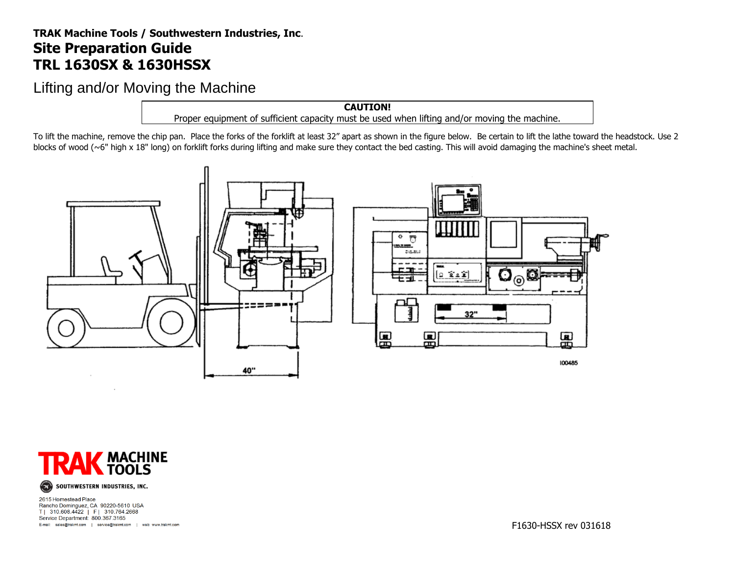**TRAK Machine Tools / Southwestern Industries, Inc**.

# Site Preparation Guide
# TRL 1630SX & 1630HSSX

## Lifting and/or Moving the Machine

| CAUTION! |
| --- |
| Proper equipment of sufficient capacity must be used when lifting and/or moving the machine. |

To lift the machine, remove the chip pan. Place the forks of the forklift at least 32” apart as shown in the figure below. Be certain to lift the lathe toward the headstock. Use 2 blocks of wood (~6" high x 18" long) on forklift forks during lifting and make sure they contact the bed casting. This will avoid damaging the machine's sheet metal.

40"

32"

100485

TRAK MACHINE TOOLS

SOUTHWESTERN INDUSTRIES, INC.

2615 Homestead Place
Rancho Dominguez, CA 90220-5610 USA
T | 310.608.4422 | F | 310.764.2668
Service Department: 800.367.3165
E-mail: sales@trakmt.com | service@trakmt.com | web: www.trakmt.com

F1630-HSSX rev 031618